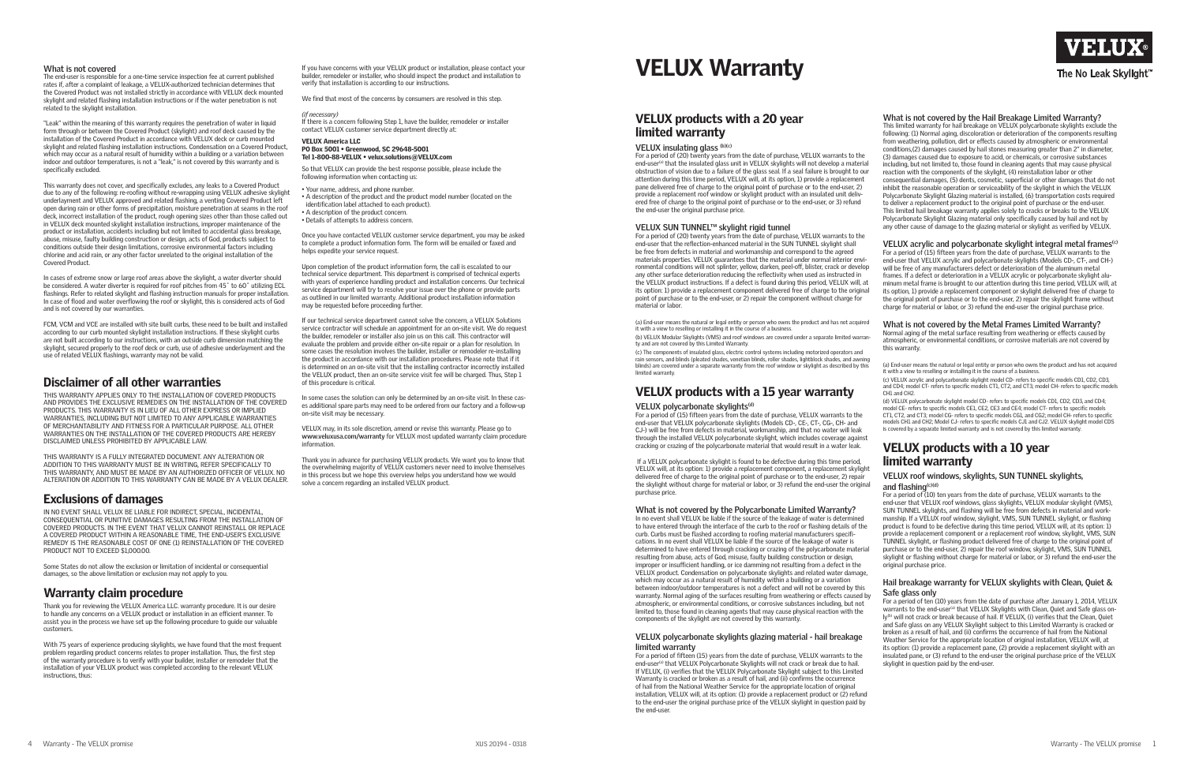# VELUX Warranty

**VELUX®**

The No Leak Skylight™

## VELUX products with a 20 year limited warranty

### VELUX insulating glass [b,c]

For a period of (20) twenty years from the date of purchase, VELUX warrants to the end-user[a] that the insulated glass unit in VELUX skylights will not develop a material obstruction of vision due to a failure of the glass seal. If a seal failure is brought to our attention during this time period, VELUX will, at its option, 1) provide a replacement pane delivered free of charge to the original point of purchase or to the end-user, 2) provide a replacement roof window or skylight product with an insulated unit delivered free of charge to the original point of purchase or to the end-user, or 3) refund the end-user the original purchase price.

### VELUX SUN TUNNEL™ skylight rigid tunnel

For a period of (20) twenty years from the date of purchase, VELUX warrants to the end-user that the reflection-enhanced material in the SUN TUNNEL skylight shall be free from defects in material and workmanship and correspond to the agreed materials properties. VELUX guarantees that the material under normal interior environmental conditions will not splinter, yellow, darken, peel-off, blister, crack or develop any other surface deterioration reducing the reflectivity when used as instructed in the VELUX product instructions. If a defect is found during this period, VELUX will, at its option: 1) provide a replacement component delivered free of charge to the original point of purchase or to the end-user, or 2) repair the component without charge for material or labor.

(a) End-user means the natural or legal entity or person who owns the product and has not acquired it with a view to reselling or installing it in the course of a business.

(b) VELUX Modular Skylights (VMS) and roof windows are covered under a separate limited warranty and are not covered by this Limited Warranty.

(c) The components of insulated glass, electric control systems including motorized operators and rain sensors, and blinds (pleated shades, venetian blinds, roller shades, lightblock shades, and awning blinds) are covered under a separate warranty from the roof window or skylight as described by this limited warranty.

## VELUX products with a 15 year warranty

### VELUX polycarbonate skylights[d]

For a period of (15) fifteen years from the date of purchase, VELUX warrants to the end-user that VELUX polycarbonate skylights (Models CD-, CE-, CT-, CG-, CH- and CJ-) will be free from defects in material, workmanship, and that no water will leak through the installed VELUX polycarbonate skylight, which includes coverage against cracking or crazing of the polycarbonate material that would result in a water leak.

If a VELUX polycarbonate skylight is found to be defective during this time period, VELUX will, at its option: 1) provide a replacement component, a replacement skylight delivered free of charge to the original point of purchase or to the end-user, 2) repair the skylight without charge for material or labor, or 3) refund the end-user the original purchase price.

### What is not covered by the Polycarbonate Limited Warranty?

In no event shall VELUX be liable if the source of the leakage of water is determined to have entered through the interface of the curb to the roof or flashing details of the curb. Curbs must be flashed according to roofing material manufacturers specifications. In no event shall VELUX be liable if the source of the leakage of water is determined to have entered through cracking or crazing of the polycarbonate material resulting from abuse, acts of God, misuse, faulty building construction or design, improper or insufficient handling, or ice damming not resulting from a defect in the VELUX product. Condensation on polycarbonate skylights and related water damage, which may occur as a natural result of humidity within a building or a variation between indoor/outdoor temperatures is not a defect and will not be covered by this warranty. Normal aging of the surfaces resulting from weathering or effects caused by atmospheric, or environmental conditions, or corrosive substances including, but not limited to, those found in cleaning agents that may cause physical reaction with the components of the skylight are not covered by this warranty.

### VELUX polycarbonate skylights glazing material - hail breakage limited warranty

For a period of fifteen (15) years from the date of purchase, VELUX warrants to the end-user[a] that VELUX Polycarbonate Skylights will not crack or break due to hail. If VELUX, (i) verifies that the VELUX Polycarbonate Skylight subject to this Limited Warranty is cracked or broken as a result of hail, and (ii) confirms the occurrence of hail from the National Weather Service for the appropriate location of original installation, VELUX will, at its option: (1) provide a replacement product or (2) refund to the end-user the original purchase price of the VELUX skylight in question paid by the end-user.

### What is not covered by the Hail Breakage Limited Warranty?

This limited warranty for hail breakage on VELUX polycarbonate skylights exclude the following: (1) Normal aging, discoloration or deterioration of the components resulting from weathering, pollution, dirt or effects caused by atmospheric or environmental conditions,(2) damages caused by hail stones measuring greater than 2" in diameter, (3) damages caused due to exposure to acid, or chemicals, or corrosive substances including, but not limited to, those found in cleaning agents that may cause physical reaction with the components of the skylight, (4) reinstallation labor or other consequential damages, (5) dents, cosmetic, superficial or other damages that do not inhibit the reasonable operation or serviceability of the skylight in which the VELUX Polycarbonate Skylight Glazing material is installed, (6) transportation costs required to deliver a replacement product to the original point of purchase or the end-user. This limited hail breakage warranty applies solely to cracks or breaks to the VELUX Polycarbonate Skylight Glazing material only specifically caused by hail and not by any other cause of damage to the glazing material or skylight as verified by VELUX.

### VELUX acrylic and polycarbonate skylight integral metal frames[c]

For a period of (15) fifteen years from the date of purchase, VELUX warrants to the end-user that VELUX acrylic and polycarbonate skylights (Models CD-, CT-, and CH-) will be free of any manufacturers defect or deterioration of the aluminum metal frames. If a defect or deterioration in a VELUX acrylic or polycarbonate skylight aluminum metal frame is brought to our attention during this time period, VELUX will, at its option, 1) provide a replacement component or skylight delivered free of charge to the original point of purchase or to the end-user, 2) repair the skylight frame without charge for material or labor, or 3) refund the end-user the original purchase price.

### What is not covered by the Metal Frames Limited Warranty?

Normal aging of the metal surface resulting from weathering or effects caused by atmospheric, or environmental conditions, or corrosive materials are not covered by this warranty.

(a) End-user means the natural or legal entity or person who owns the product and has not acquired it with a view to reselling or installing it in the course of a business.

(c) VELUX acrylic and polycarbonate skylight model CD- refers to specific models CD1, CD2, CD3, and CD4; model CT- refers to specific models CT1, CT2, and CT3; model CH- refers to specific models CH1 and CH2.

(d) VELUX polycarbonate skylight model CD- refers to specific models CD1, CD2, CD3, and CD4; model CE- refers to specific models CE1, CE2, CE3 and CE4; model CT- refers to specific models CT1, CT2, and CT3; model CG- refers to specific models CG1, and CG2; model CH- refers to specific models CH1 and CH2; Model CJ- refers to specific models CJ1 and CJ2. VELUX skylight model CDS is covered by a separate limited warranty and is not covered by this limited warranty.

## VELUX products with a 10 year limited warranty

### VELUX roof windows, skylights, SUN TUNNEL skylights, and flashing[c,d]

For a period of (10) ten years from the date of purchase, VELUX warrants to the end-user that VELUX roof windows, glass skylights, VELUX modular skylight (VMS), SUN TUNNEL skylights, and flashing will be free from defects in material and workmanship. If a VELUX roof window, skylight, VMS, SUN TUNNEL skylight, or flashing product is found to be defective during this time period, VELUX will, at its option: 1) provide a replacement component or a replacement roof window, skylight, VMS, SUN TUNNEL skylight, or flashing product delivered free of charge to the original point of purchase or to the end-user, 2) repair the roof window, skylight, VMS, SUN TUNNEL skylight or flashing without charge for material or labor, or 3) refund the end-user the original purchase price.

### Hail breakage warranty for VELUX skylights with Clean, Quiet & Safe glass only

For a period of ten (10) years from the date of purchase after January 1, 2014, VELUX warrants to the end-user[a] that VELUX Skylights with Clean, Quiet and Safe glass only[b] will not crack or break because of hail. If VELUX, (i) verifies that the Clean, Quiet and Safe glass on any VELUX Skylight subject to this Limited Warranty is cracked or broken as a result of hail, and (ii) confirms the occurrence of hail from the National Weather Service for the appropriate location of original installation, VELUX will, at its option: (1) provide a replacement pane, (2) provide a replacement skylight with an insulated pane, or (3) refund to the end-user the original purchase price of the VELUX skylight in question paid by the end-user.

### What is not covered

The end-user is responsible for a one-time service inspection fee at current published rates if, after a complaint of leakage, a VELUX-authorized technician determines that the Covered Product was not installed strictly in accordance with VELUX deck mounted skylight and related flashing installation instructions or if the water penetration is not related to the skylight installation.

"Leak" within the meaning of this warranty requires the penetration of water in liquid form through or between the Covered Product (skylight) and roof deck caused by the installation of the Covered Product in accordance with VELUX deck or curb mounted skylight and related flashing installation instructions. Condensation on a Covered Product, which may occur as a natural result of humidity within a building or a variation between indoor and outdoor temperatures, is not a "leak," is not covered by this warranty and is specifically excluded.

This warranty does not cover, and specifically excludes, any leaks to a Covered Product due to any of the following: re-roofing without re-wrapping using VELUX adhesive skylight underlayment and VELUX approved and related flashing, a venting Covered Product left open during rain or other forms of precipitation, moisture penetration at seams in the roof deck, incorrect installation of the product, rough opening sizes other than those called out in VELUX deck mounted skylight installation instructions, improper maintenance of the product or installation, accidents including but not limited to accidental glass breakage, abuse, misuse, faulty building construction or design, acts of God, products subject to conditions outside their design limitations, corrosive environmental factors including chlorine and acid rain, or any other factor unrelated to the original installation of the Covered Product.

In cases of extreme snow or large roof areas above the skylight, a water diverter should be considered. A water diverter is required for roof pitches from 45° to 60° utilizing ECL flashings. Refer to related skylight and flashing instruction manuals for proper installation. In case of flood and water overflowing the roof or skylight, this is considered acts of God and is not covered by our warranties.

FCM, VCM and VCE are installed with site built curbs, these need to be built and installed according to our curb mounted skylight installation instructions. If these skylight curbs are not built according to our instructions, with an outside curb dimension matching the skylight, secured properly to the roof deck or curb, use of adhesive underlayment and the use of related VELUX flashings, warranty may not be valid.

## Disclaimer of all other warranties

THIS WARRANTY APPLIES ONLY TO THE INSTALLATION OF COVERED PRODUCTS AND PROVIDES THE EXCLUSIVE REMEDIES ON THE INSTALLATION OF THE COVERED PRODUCTS. THIS WARRANTY IS IN LIEU OF ALL OTHER EXPRESS OR IMPLIED WARRANTIES, INCLUDING BUT NOT LIMITED TO ANY APPLICABLE WARRANTIES OF MERCHANTABILITY AND FITNESS FOR A PARTICULAR PURPOSE. ALL OTHER WARRANTIES ON THE INSTALLATION OF THE COVERED PRODUCTS ARE HEREBY DISCLAIMED UNLESS PROHIBITED BY APPLICABLE LAW.

THIS WARRANTY IS A FULLY INTEGRATED DOCUMENT. ANY ALTERATION OR ADDITION TO THIS WARRANTY MUST BE IN WRITING, REFER SPECIFICALLY TO THIS WARRANTY, AND MUST BE MADE BY AN AUTHORIZED OFFICER OF VELUX. NO ALTERATION OR ADDITION TO THIS WARRANTY CAN BE MADE BY A VELUX DEALER.

## Exclusions of damages

IN NO EVENT SHALL VELUX BE LIABLE FOR INDIRECT, SPECIAL, INCIDENTAL, CONSEQUENTIAL OR PUNITIVE DAMAGES RESULTING FROM THE INSTALLATION OF COVERED PRODUCTS. IN THE EVENT THAT VELUX CANNOT REINSTALL OR REPLACE A COVERED PRODUCT WITHIN A REASONABLE TIME, THE END-USER'S EXCLUSIVE REMEDY IS THE REASONABLE COST OF ONE (1) REINSTALLATION OF THE COVERED PRODUCT NOT TO EXCEED $1,000.00.

Some States do not allow the exclusion or limitation of incidental or consequential damages, so the above limitation or exclusion may not apply to you.

## Warranty claim procedure

Thank you for reviewing the VELUX America LLC. warranty procedure. It is our desire to handle any concerns on a VELUX product or installation in an efficient manner. To assist you in the process we have set up the following procedure to guide our valuable customers.

With 75 years of experience producing skylights, we have found that the most frequent problem regarding product concerns relates to proper installation. Thus, the first step of the warranty procedure is to verify with your builder, installer or remodeler that the installation of your VELUX product was completed according to the relevant VELUX instructions, thus:

If you have concerns with your VELUX product or installation, please contact your builder, remodeler or installer, who should inspect the product and installation to verify that installation is according to our instructions.

We find that most of the concerns by consumers are resolved in this step.

*(if necessary)*
If there is a concern following Step 1, have the builder, remodeler or installer contact VELUX customer service department directly at:

**VELUX America LLC**
**PO Box 5001 • Greenwood, SC 29648-5001**
**Tel 1-800-88-VELUX • velux.solutions@VELUX.com**

So that VELUX can provide the best response possible, please include the following information when contacting us:

- Your name, address, and phone number.
- A description of the product and the product model number (located on the identification label attached to each product).
- A description of the product concern.
- Details of attempts to address concern.

Once you have contacted VELUX customer service department, you may be asked to complete a product information form. The form will be emailed or faxed and helps expedite your service request.

Upon completion of the product information form, the call is escalated to our technical service department. This department is comprised of technical experts with years of experience handling product and installation concerns. Our technical service department will try to resolve your issue over the phone or provide parts as outlined in our limited warranty. Additional product installation information may be requested before proceeding further.

If our technical service department cannot solve the concern, a VELUX Solutions service contractor will schedule an appointment for an on-site visit. We do request the builder, remodeler or installer also join us on this call. This contractor will evaluate the problem and provide either on-site repair or a plan for resolution. In some cases the resolution involves the builder, installer or remodeler re-installing the product in accordance with our installation procedures. Please note that if it is determined on an on-site visit that the installing contractor incorrectly installed the VELUX product, then an on-site service visit fee will be charged. Thus, Step 1 of this procedure is critical.

In some cases the solution can only be determined by an on-site visit. In these cases additional spare parts may need to be ordered from our factory and a follow-up on-site visit may be necessary.

VELUX may, in its sole discretion, amend or revise this warranty. Please go to **www.veluxusa.com/warranty** for VELUX most updated warranty claim procedure information.

Thank you in advance for purchasing VELUX products. We want you to know that the overwhelming majority of VELUX customers never need to involve themselves in this process but we hope this overview helps you understand how we would solve a concern regarding an installed VELUX product.

XUS 20194 - 0318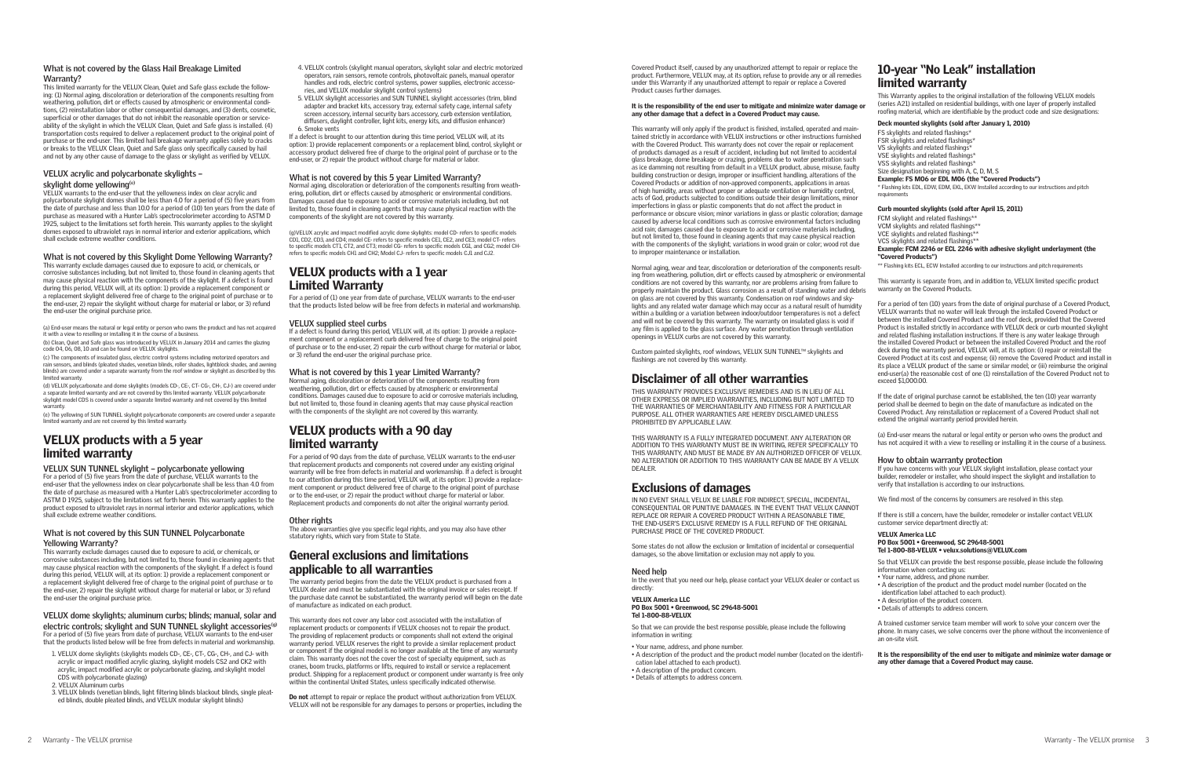### What is not covered by the Glass Hail Breakage Limited Warranty?

This limited warranty for the VELUX Clean, Quiet and Safe glass exclude the following: (1) Normal aging, discoloration or deterioration of the components resulting from weathering, pollution, dirt or effects caused by atmospheric or environmental conditions, (2) reinstallation labor or other consequential damages, and (3) dents, cosmetic, superficial or other damages that do not inhibit the reasonable operation or serviceability of the skylight in which the VELUX Clean, Quiet and Safe glass is installed. (4) transportation costs required to deliver a replacement product to the original point of purchase or the end-user. This limited hail breakage warranty applies solely to cracks or breaks to the VELUX Clean, Quiet and Safe glass only specifically caused by hail and not by any other cause of damage to the glass or skylight as verified by VELUX.

### VELUX acrylic and polycarbonate skylights – skylight dome yellowing(e)

VELUX warrants to the end-user that the yellowness index on clear acrylic and polycarbonate skylight domes shall be less than 4.0 for a period of (5) five years from the date of purchase and less than 10.0 for a period of (10) ten years from the date of purchase as measured with a Hunter Lab's spectrocolorimeter according to ASTM D 1925, subject to the limitations set forth herein. This warranty applies to the skylight domes exposed to ultraviolet rays in normal interior and exterior applications, which shall exclude extreme weather conditions.

### What is not covered by this Skylight Dome Yellowing Warranty?

This warranty exclude damages caused due to exposure to acid, or chemicals, or corrosive substances including, but not limited to, those found in cleaning agents that may cause physical reaction with the components of the skylight. If a defect is found during this period, VELUX will, at its option: 1) provide a replacement component or a replacement skylight delivered free of charge to the original point of purchase or to the end-user, 2) repair the skylight without charge for material or labor, or 3) refund the end-user the original purchase price.

(a) End-user means the natural or legal entity or person who owns the product and has not acquired it with a view to reselling or installing it in the course of a business.

(b) Clean, Quiet and Safe glass was introduced by VELUX in January 2014 and carries the glazing code 04, 06, 08, 10 and can be found on VELUX skylights.

(c) The components of insulated glass, electric control systems including motorized operators and rain sensors, and blinds (pleated shades, venetian blinds, roller shades, lightblock shades, and awning blinds) are covered under a separate warranty from the roof window or skylight as described by this limited warranty.

(d) VELUX polycarbonate and dome skylights (models CD-, CE-, CT- CG-, CH-, CJ-) are covered under a separate limited warranty and are not covered by this limited warranty. VELUX polycarbonate skylight model CDS is covered under a separate limited warranty and not covered by this limited warranty.

(e) The yellowing of SUN TUNNEL skylight polycarbonate components are covered under a separate limited warranty and are not covered by this limited warranty.

## VELUX products with a 5 year limited warranty

### VELUX SUN TUNNEL skylight – polycarbonate yellowing

For a period of (5) five years from the date of purchase, VELUX warrants to the end-user that the yellowness index on clear polycarbonate shall be less than 4.0 from the date of purchase as measured with a Hunter Lab's spectrocolorimeter according to ASTM D 1925, subject to the limitations set forth herein. This warranty applies to the product exposed to ultraviolet rays in normal interior and exterior applications, which shall exclude extreme weather conditions.

### What is not covered by this SUN TUNNEL Polycarbonate Yellowing Warranty?

This warranty exclude damages caused due to exposure to acid, or chemicals, or corrosive substances including, but not limited to, those found in cleaning agents that may cause physical reaction with the components of the skylight. If a defect is found during this period, VELUX will, at its option: 1) provide a replacement component or a replacement skylight delivered free of charge to the original point of purchase or to the end-user, 2) repair the skylight without charge for material or labor, or 3) refund the end-user the original purchase price.

### VELUX dome skylights; aluminum curbs; blinds; manual, solar and electric controls; skylight and SUN TUNNEL skylight accessories(g)

For a period of (5) five years from date of purchase, VELUX warrants to the end-user that the products listed below will be free from defects in material and workmanship.

1. VELUX dome skylights (skylights models CD-, CE-, CT-, CG-, CH-, and CJ- with acrylic or impact modified acrylic glazing, skylight models CS2 and CK2 with acrylic, impact modified acrylic or polycarbonate glazing, and skylight model CDS with polycarbonate glazing)
2. VELUX Aluminum curbs
3. VELUX blinds (venetian blinds, light filtering blinds blackout blinds, single pleated blinds, double pleated blinds, and VELUX modular skylight blinds)
4. VELUX controls (skylight manual operators, skylight solar and electric motorized operators, rain sensors, remote controls, photovoltaic panels, manual operator handles and rods, electric control systems, power supplies, electronic accessories, and VELUX modular skylight control systems)
5. VELUX skylight accessories and SUN TUNNEL skylight accessories (trim, blind adapter and bracket kits, accessory tray, external safety cage, internal safety screen accessory, internal security bars accessory, curb extension ventilation, diffusers, daylight controller, light kits, energy kits, and diffusion enhancer)
6. Smoke vents

If a defect is brought to our attention during this time period, VELUX will, at its option: 1) provide replacement components or a replacement blind, control, skylight or accessory product delivered free of charge to the original point of purchase or to the end-user, or 2) repair the product without charge for material or labor.

### What is not covered by this 5 year Limited Warranty?

Normal aging, discoloration or deterioration of the components resulting from weathering, pollution, dirt or effects caused by atmospheric or environmental conditions. Damages caused due to exposure to acid or corrosive materials including, but not limited to, those found in cleaning agents that may cause physical reaction with the components of the skylight are not covered by this warranty.

(g)VELUX acrylic and impact modified acrylic dome skylights: model CD- refers to specific models CD1, CD2, CD3, and CD4; model CE- refers to specific models CE1, CE2, and CE3; model CT- refers to specific models CT1, CT2, and CT3; model CG- refers to specific models CG1, and CG2; model CH- refers to specific models CH1 and CH2; Model CJ- refers to specific models CJ1 and CJ2.

## VELUX products with a 1 year Limited Warranty

For a period of (1) one year from date of purchase, VELUX warrants to the end-user that the products listed below will be free from defects in material and workmanship.

### VELUX supplied steel curbs

If a defect is found during this period, VELUX will, at its option: 1) provide a replacement component or a replacement curb delivered free of charge to the original point of purchase or to the end-user, 2) repair the curb without charge for material or labor, or 3) refund the end-user the original purchase price.

### What is not covered by this 1 year Limited Warranty?

Normal aging, discoloration or deterioration of the components resulting from weathering, pollution, dirt or effects caused by atmospheric or environmental conditions. Damages caused due to exposure to acid or corrosive materials including, but not limited to, those found in cleaning agents that may cause physical reaction with the components of the skylight are not covered by this warranty.

## VELUX products with a 90 day limited warranty

For a period of 90 days from the date of purchase, VELUX warrants to the end-user that replacement products and components not covered under any existing original warranty will be free from defects in material and workmanship. If a defect is brought to our attention during this time period, VELUX will, at its option: 1) provide a replacement component or product delivered free of charge to the original point of purchase or to the end-user, or 2) repair the product without charge for material or labor. Replacement products and components do not alter the original warranty period.

### Other rights

The above warranties give you specific legal rights, and you may also have other statutory rights, which vary from State to State.

## General exclusions and limitations applicable to all warranties

The warranty period begins from the date the VELUX product is purchased from a VELUX dealer and must be substantiated with the original invoice or sales receipt. If the purchase date cannot be substantiated, the warranty period will begin on the date of manufacture as indicated on each product.

This warranty does not cover any labor cost associated with the installation of replacement products or components if VELUX chooses not to repair the product. The providing of replacement products or components shall not extend the original warranty period. VELUX reserves the right to provide a similar replacement product or component if the original model is no longer available at the time of any warranty claim. This warranty does not the cover the cost of specialty equipment, such as cranes, boom trucks, platforms or lifts, required to install or service a replacement product. Shipping for a replacement product or component under warranty is free only within the continental United States, unless specifically indicated otherwise.

**Do not** attempt to repair or replace the product without authorization from VELUX. VELUX will not be responsible for any damages to persons or properties, including the Covered Product itself, caused by any unauthorized attempt to repair or replace the product. Furthermore, VELUX may, at its option, refuse to provide any or all remedies under this Warranty if any unauthorized attempt to repair or replace a Covered Product causes further damages.

**It is the responsibility of the end user to mitigate and minimize water damage or any other damage that a defect in a Covered Product may cause.**

This warranty will only apply if the product is finished, installed, operated and maintained strictly in accordance with VELUX instructions or other instructions furnished with the Covered Product. This warranty does not cover the repair or replacement of products damaged as a result of accident, including but not limited to accidental glass breakage, dome breakage or crazing, problems due to water penetration such as ice damming not resulting from default in a VELUX product, abuse, misuse, faulty building construction or design, improper or insufficient handling, alterations of the Covered Products or addition of non-approved components, applications in areas of high humidity, areas without proper or adequate ventilation or humidity control, acts of God, products subjected to conditions outside their design limitations, minor imperfections in glass or plastic components that do not affect the product in performance or obscure vision; minor variations in glass or plastic coloration; damage caused by adverse local conditions such as corrosive environmental factors including acid rain; damages caused due to exposure to acid or corrosive materials including, but not limited to, those found in cleaning agents that may cause physical reaction with the components of the skylight; variations in wood grain or color; wood rot due to improper maintenance or installation.

Normal aging, wear and tear, discoloration or deterioration of the components resulting from weathering, pollution, dirt or effects caused by atmospheric or environmental conditions are not covered by this warranty, nor are problems arising from failure to properly maintain the product. Glass corrosion as a result of standing water and debris on glass are not covered by this warranty. Condensation on roof windows and skylights and any related water damage which may occur as a natural result of humidity within a building or a variation between indoor/outdoor temperatures is not a defect and will not be covered by this warranty. The warranty on insulated glass is void if any film is applied to the glass surface. Any water penetration through ventilation openings in VELUX curbs are not covered by this warranty.

Custom painted skylights, roof windows, VELUX SUN TUNNEL™ skylights and flashings are not covered by this warranty.

## Disclaimer of all other warranties

THIS WARRANTY PROVIDES EXCLUSIVE REMEDIES AND IS IN LIEU OF ALL OTHER EXPRESS OR IMPLIED WARRANTIES, INCLUDING BUT NOT LIMITED TO THE WARRANTIES OF MERCHANTABILITY AND FITNESS FOR A PARTICULAR PURPOSE. ALL OTHER WARRANTIES ARE HEREBY DISCLAIMED UNLESS PROHIBITED BY APPLICABLE LAW.

THIS WARRANTY IS A FULLY INTEGRATED DOCUMENT. ANY ALTERATION OR ADDITION TO THIS WARRANTY MUST BE IN WRITING, REFER SPECIFICALLY TO THIS WARRANTY, AND MUST BE MADE BY AN AUTHORIZED OFFICER OF VELUX. NO ALTERATION OR ADDITION TO THIS WARRANTY CAN BE MADE BY A VELUX DEALER.

## Exclusions of damages

IN NO EVENT SHALL VELUX BE LIABLE FOR INDIRECT, SPECIAL, INCIDENTAL, CONSEQUENTIAL OR PUNITIVE DAMAGES. IN THE EVENT THAT VELUX CANNOT REPLACE OR REPAIR A COVERED PRODUCT WITHIN A REASONABLE TIME, THE END-USER'S EXCLUSIVE REMEDY IS A FULL REFUND OF THE ORIGINAL PURCHASE PRICE OF THE COVERED PRODUCT.

Some states do not allow the exclusion or limitation of incidental or consequential damages, so the above limitation or exclusion may not apply to you.

### Need help

In the event that you need our help, please contact your VELUX dealer or contact us directly:

**VELUX America LLC**
**PO Box 5001 • Greenwood, SC 29648-5001**
**Tel 1-800-88-VELUX**

So that we can provide the best response possible, please include the following information in writing:

- Your name, address, and phone number.
- A description of the product and the product model number (located on the identification label attached to each product).
- A description of the product concern.
- Details of attempts to address concern.

## 10-year "No Leak" installation limited warranty

This Warranty applies to the original installation of the following VELUX models (series A21) installed on residential buildings, with one layer of properly installed roofing material, which are identifiable by the product code and size designations:

**Deck mounted skylights (sold after January 1, 2010)**

FS skylights and related flashings*
FSR skylights and related flashings*
VS skylights and related flashings*
VSE skylights and related flashings*
VSS skylights and related flashings*
Size designation beginning with A, C, D, M, S
**Example: FS M06 or EDL M06 (the "Covered Products")**

* Flashing kits EDL, EDW, EDM, EKL, EKW Installed according to our instructions and pitch requirements

**Curb mounted skylights (sold after April 15, 2011)**

FCM skylight and related flashings**
VCM skylights and related flashings**
VCE skylights and related flashings**
VCS skylights and related flashings**
**Example: FCM 2246 or ECL 2246 with adhesive skylight underlayment (the "Covered Products")**

** Flashing kits ECL, ECW Installed according to our instructions and pitch requirements

This warranty is separate from, and in addition to, VELUX limited specific product warranty on the Covered Products.

For a period of ten (10) years from the date of original purchase of a Covered Product, VELUX warrants that no water will leak through the installed Covered Product or between the installed Covered Product and the roof deck, provided that the Covered Product is installed strictly in accordance with VELUX deck or curb mounted skylight and related flashing installation instructions. If there is any water leakage through the installed Covered Product or between the installed Covered Product and the roof deck during the warranty period, VELUX will, at its option: (i) repair or reinstall the Covered Product at its cost and expense; (ii) remove the Covered Product and install in its place a VELUX product of the same or similar model; or (iii) reimburse the original end-user(a) the reasonable cost of one (1) reinstallation of the Covered Product not to exceed $1,000.00.

If the date of original purchase cannot be established, the ten (10) year warranty period shall be deemed to begin on the date of manufacture as indicated on the Covered Product. Any reinstallation or replacement of a Covered Product shall not extend the original warranty period provided herein.

(a) End-user means the natural or legal entity or person who owns the product and has not acquired it with a view to reselling or installing it in the course of a business.

### How to obtain warranty protection

If you have concerns with your VELUX skylight installation, please contact your builder, remodeler or installer, who should inspect the skylight and installation to verify that installation is according to our instructions.

We find most of the concerns by consumers are resolved in this step.

If there is still a concern, have the builder, remodeler or installer contact VELUX customer service department directly at:

**VELUX America LLC**
**PO Box 5001 • Greenwood, SC 29648-5001**
**Tel 1-800-88-VELUX • velux.solutions@VELUX.com**

So that VELUX can provide the best response possible, please include the following information when contacting us:

- Your name, address, and phone number.
- A description of the product and the product model number (located on the identification label attached to each product).
- A description of the product concern.
- Details of attempts to address concern.

A trained customer service team member will work to solve your concern over the phone. In many cases, we solve concerns over the phone without the inconvenience of an on-site visit.

**It is the responsibility of the end user to mitigate and minimize water damage or any other damage that a Covered Product may cause.**